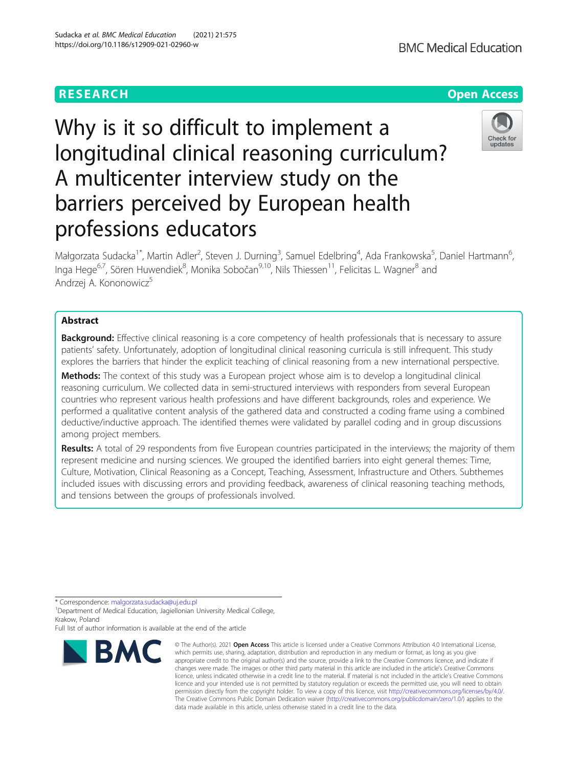RESEARCH

Open Access

# Why is it so difficult to implement a longitudinal clinical reasoning curriculum? A multicenter interview study on the barriers perceived by European health professions educators

Małgorzata Sudacka[1*], Martin Adler[2], Steven J. Durning[3], Samuel Edelbring[4], Ada Frankowska[5], Daniel Hartmann[6], Inga Hege[6,7], Sören Huwendiek[8], Monika Sobočan[9,10], Nils Thiessen[11], Felicitas L. Wagner[8] and Andrzej A. Kononowicz[5]

## Abstract

**Background:** Effective clinical reasoning is a core competency of health professionals that is necessary to assure patients' safety. Unfortunately, adoption of longitudinal clinical reasoning curricula is still infrequent. This study explores the barriers that hinder the explicit teaching of clinical reasoning from a new international perspective.

**Methods:** The context of this study was a European project whose aim is to develop a longitudinal clinical reasoning curriculum. We collected data in semi-structured interviews with responders from several European countries who represent various health professions and have different backgrounds, roles and experience. We performed a qualitative content analysis of the gathered data and constructed a coding frame using a combined deductive/inductive approach. The identified themes were validated by parallel coding and in group discussions among project members.

**Results:** A total of 29 respondents from five European countries participated in the interviews; the majority of them represent medicine and nursing sciences. We grouped the identified barriers into eight general themes: Time, Culture, Motivation, Clinical Reasoning as a Concept, Teaching, Assessment, Infrastructure and Others. Subthemes included issues with discussing errors and providing feedback, awareness of clinical reasoning teaching methods, and tensions between the groups of professionals involved.

* Correspondence: malgorzata.sudacka@uj.edu.pl
[1]Department of Medical Education, Jagiellonian University Medical College, Krakow, Poland
Full list of author information is available at the end of the article

© The Author(s). 2021 **Open Access** This article is licensed under a Creative Commons Attribution 4.0 International License, which permits use, sharing, adaptation, distribution and reproduction in any medium or format, as long as you give appropriate credit to the original author(s) and the source, provide a link to the Creative Commons licence, and indicate if changes were made. The images or other third party material in this article are included in the article's Creative Commons licence, unless indicated otherwise in a credit line to the material. If material is not included in the article's Creative Commons licence and your intended use is not permitted by statutory regulation or exceeds the permitted use, you will need to obtain permission directly from the copyright holder. To view a copy of this licence, visit http://creativecommons.org/licenses/by/4.0/. The Creative Commons Public Domain Dedication waiver (http://creativecommons.org/publicdomain/zero/1.0/) applies to the data made available in this article, unless otherwise stated in a credit line to the data.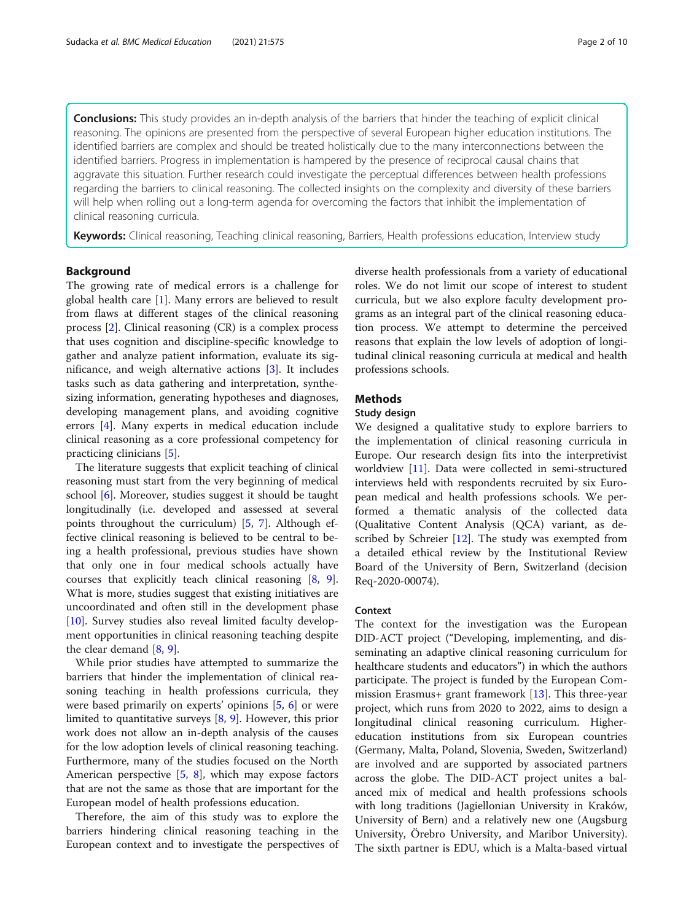**Conclusions:** This study provides an in-depth analysis of the barriers that hinder the teaching of explicit clinical reasoning. The opinions are presented from the perspective of several European higher education institutions. The identified barriers are complex and should be treated holistically due to the many interconnections between the identified barriers. Progress in implementation is hampered by the presence of reciprocal causal chains that aggravate this situation. Further research could investigate the perceptual differences between health professions regarding the barriers to clinical reasoning. The collected insights on the complexity and diversity of these barriers will help when rolling out a long-term agenda for overcoming the factors that inhibit the implementation of clinical reasoning curricula.

**Keywords:** Clinical reasoning, Teaching clinical reasoning, Barriers, Health professions education, Interview study

## Background

The growing rate of medical errors is a challenge for global health care [1]. Many errors are believed to result from flaws at different stages of the clinical reasoning process [2]. Clinical reasoning (CR) is a complex process that uses cognition and discipline-specific knowledge to gather and analyze patient information, evaluate its significance, and weigh alternative actions [3]. It includes tasks such as data gathering and interpretation, synthesizing information, generating hypotheses and diagnoses, developing management plans, and avoiding cognitive errors [4]. Many experts in medical education include clinical reasoning as a core professional competency for practicing clinicians [5].

The literature suggests that explicit teaching of clinical reasoning must start from the very beginning of medical school [6]. Moreover, studies suggest it should be taught longitudinally (i.e. developed and assessed at several points throughout the curriculum) [5, 7]. Although effective clinical reasoning is believed to be central to being a health professional, previous studies have shown that only one in four medical schools actually have courses that explicitly teach clinical reasoning [8, 9]. What is more, studies suggest that existing initiatives are uncoordinated and often still in the development phase [10]. Survey studies also reveal limited faculty development opportunities in clinical reasoning teaching despite the clear demand [8, 9].

While prior studies have attempted to summarize the barriers that hinder the implementation of clinical reasoning teaching in health professions curricula, they were based primarily on experts' opinions [5, 6] or were limited to quantitative surveys [8, 9]. However, this prior work does not allow an in-depth analysis of the causes for the low adoption levels of clinical reasoning teaching. Furthermore, many of the studies focused on the North American perspective [5, 8], which may expose factors that are not the same as those that are important for the European model of health professions education.

Therefore, the aim of this study was to explore the barriers hindering clinical reasoning teaching in the European context and to investigate the perspectives of diverse health professionals from a variety of educational roles. We do not limit our scope of interest to student curricula, but we also explore faculty development programs as an integral part of the clinical reasoning education process. We attempt to determine the perceived reasons that explain the low levels of adoption of longitudinal clinical reasoning curricula at medical and health professions schools.

## Methods

### Study design

We designed a qualitative study to explore barriers to the implementation of clinical reasoning curricula in Europe. Our research design fits into the interpretivist worldview [11]. Data were collected in semi-structured interviews held with respondents recruited by six European medical and health professions schools. We performed a thematic analysis of the collected data (Qualitative Content Analysis (QCA) variant, as described by Schreier [12]. The study was exempted from a detailed ethical review by the Institutional Review Board of the University of Bern, Switzerland (decision Req-2020-00074).

### Context

The context for the investigation was the European DID-ACT project ("Developing, implementing, and disseminating an adaptive clinical reasoning curriculum for healthcare students and educators") in which the authors participate. The project is funded by the European Commission Erasmus+ grant framework [13]. This three-year project, which runs from 2020 to 2022, aims to design a longitudinal clinical reasoning curriculum. Higher-education institutions from six European countries (Germany, Malta, Poland, Slovenia, Sweden, Switzerland) are involved and are supported by associated partners across the globe. The DID-ACT project unites a balanced mix of medical and health professions schools with long traditions (Jagiellonian University in Kraków, University of Bern) and a relatively new one (Augsburg University, Örebro University, and Maribor University). The sixth partner is EDU, which is a Malta-based virtual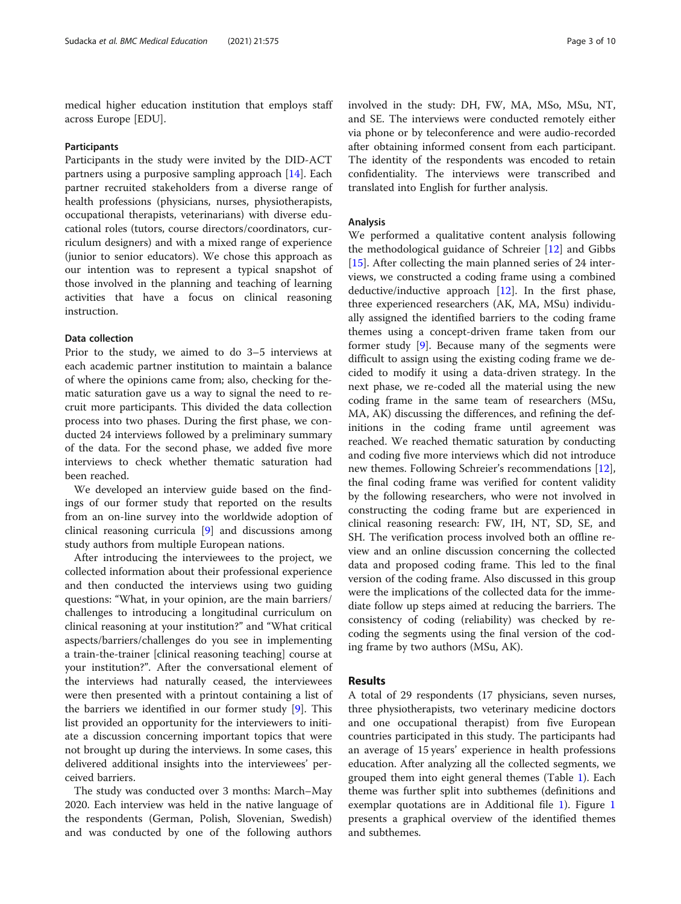medical higher education institution that employs staff across Europe [EDU].

### Participants

Participants in the study were invited by the DID-ACT partners using a purposive sampling approach [14]. Each partner recruited stakeholders from a diverse range of health professions (physicians, nurses, physiotherapists, occupational therapists, veterinarians) with diverse educational roles (tutors, course directors/coordinators, curriculum designers) and with a mixed range of experience (junior to senior educators). We chose this approach as our intention was to represent a typical snapshot of those involved in the planning and teaching of learning activities that have a focus on clinical reasoning instruction.

### Data collection

Prior to the study, we aimed to do 3–5 interviews at each academic partner institution to maintain a balance of where the opinions came from; also, checking for thematic saturation gave us a way to signal the need to recruit more participants. This divided the data collection process into two phases. During the first phase, we conducted 24 interviews followed by a preliminary summary of the data. For the second phase, we added five more interviews to check whether thematic saturation had been reached.

We developed an interview guide based on the findings of our former study that reported on the results from an on-line survey into the worldwide adoption of clinical reasoning curricula [9] and discussions among study authors from multiple European nations.

After introducing the interviewees to the project, we collected information about their professional experience and then conducted the interviews using two guiding questions: "What, in your opinion, are the main barriers/challenges to introducing a longitudinal curriculum on clinical reasoning at your institution?" and "What critical aspects/barriers/challenges do you see in implementing a train-the-trainer [clinical reasoning teaching] course at your institution?". After the conversational element of the interviews had naturally ceased, the interviewees were then presented with a printout containing a list of the barriers we identified in our former study [9]. This list provided an opportunity for the interviewers to initiate a discussion concerning important topics that were not brought up during the interviews. In some cases, this delivered additional insights into the interviewees' perceived barriers.

The study was conducted over 3 months: March–May 2020. Each interview was held in the native language of the respondents (German, Polish, Slovenian, Swedish) and was conducted by one of the following authors involved in the study: DH, FW, MA, MSo, MSu, NT, and SE. The interviews were conducted remotely either via phone or by teleconference and were audio-recorded after obtaining informed consent from each participant. The identity of the respondents was encoded to retain confidentiality. The interviews were transcribed and translated into English for further analysis.

### Analysis

We performed a qualitative content analysis following the methodological guidance of Schreier [12] and Gibbs [15]. After collecting the main planned series of 24 interviews, we constructed a coding frame using a combined deductive/inductive approach [12]. In the first phase, three experienced researchers (AK, MA, MSu) individually assigned the identified barriers to the coding frame themes using a concept-driven frame taken from our former study [9]. Because many of the segments were difficult to assign using the existing coding frame we decided to modify it using a data-driven strategy. In the next phase, we re-coded all the material using the new coding frame in the same team of researchers (MSu, MA, AK) discussing the differences, and refining the definitions in the coding frame until agreement was reached. We reached thematic saturation by conducting and coding five more interviews which did not introduce new themes. Following Schreier's recommendations [12], the final coding frame was verified for content validity by the following researchers, who were not involved in constructing the coding frame but are experienced in clinical reasoning research: FW, IH, NT, SD, SE, and SH. The verification process involved both an offline review and an online discussion concerning the collected data and proposed coding frame. This led to the final version of the coding frame. Also discussed in this group were the implications of the collected data for the immediate follow up steps aimed at reducing the barriers. The consistency of coding (reliability) was checked by re-coding the segments using the final version of the coding frame by two authors (MSu, AK).

## Results

A total of 29 respondents (17 physicians, seven nurses, three physiotherapists, two veterinary medicine doctors and one occupational therapist) from five European countries participated in this study. The participants had an average of 15 years' experience in health professions education. After analyzing all the collected segments, we grouped them into eight general themes (Table 1). Each theme was further split into subthemes (definitions and exemplar quotations are in Additional file 1). Figure 1 presents a graphical overview of the identified themes and subthemes.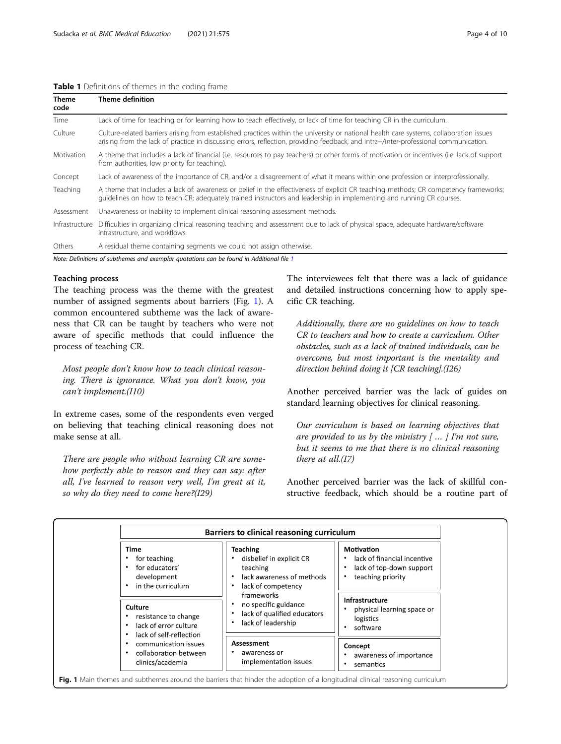**Table 1** Definitions of themes in the coding frame

| Theme code | Theme definition |
| --- | --- |
| Time | Lack of time for teaching or for learning how to teach effectively, or lack of time for teaching CR in the curriculum. |
| Culture | Culture-related barriers arising from established practices within the university or national health care systems, collaboration issues arising from the lack of practice in discussing errors, reflection, providing feedback, and intra−/inter-professional communication. |
| Motivation | A theme that includes a lack of financial (i.e. resources to pay teachers) or other forms of motivation or incentives (i.e. lack of support from authorities, low priority for teaching). |
| Concept | Lack of awareness of the importance of CR, and/or a disagreement of what it means within one profession or interprofessionally. |
| Teaching | A theme that includes a lack of: awareness or belief in the effectiveness of explicit CR teaching methods; CR competency frameworks; guidelines on how to teach CR; adequately trained instructors and leadership in implementing and running CR courses. |
| Assessment | Unawareness or inability to implement clinical reasoning assessment methods. |
| Infrastructure | Difficulties in organizing clinical reasoning teaching and assessment due to lack of physical space, adequate hardware/software infrastructure, and workflows. |
| Others | A residual theme containing segments we could not assign otherwise. |

*Note: Definitions of subthemes and exemplar quotations can be found in Additional file 1*

### Teaching process

The teaching process was the theme with the greatest number of assigned segments about barriers (Fig. 1). A common encountered subtheme was the lack of awareness that CR can be taught by teachers who were not aware of specific methods that could influence the process of teaching CR.

> *Most people don't know how to teach clinical reasoning. There is ignorance. What you don't know, you can't implement.(I10)*

In extreme cases, some of the respondents even verged on believing that teaching clinical reasoning does not make sense at all.

> *There are people who without learning CR are somehow perfectly able to reason and they can say: after all, I've learned to reason very well, I'm great at it, so why do they need to come here?(I29)*

The interviewees felt that there was a lack of guidance and detailed instructions concerning how to apply specific CR teaching.

> *Additionally, there are no guidelines on how to teach CR to teachers and how to create a curriculum. Other obstacles, such as a lack of trained individuals, can be overcome, but most important is the mentality and direction behind doing it [CR teaching].(I26)*

Another perceived barrier was the lack of guides on standard learning objectives for clinical reasoning.

> *Our curriculum is based on learning objectives that are provided to us by the ministry [ … ] I'm not sure, but it seems to me that there is no clinical reasoning there at all.(I7)*

Another perceived barrier was the lack of skillful constructive feedback, which should be a routine part of

**Barriers to clinical reasoning curriculum**

**Time**
- for teaching
- for educators' development
- in the curriculum

**Culture**
- resistance to change
- lack of error culture
- lack of self-reflection
- communication issues
- collaboration between clinics/academia

**Teaching**
- disbelief in explicit CR teaching
- lack awareness of methods
- lack of competency frameworks
- no specific guidance
- lack of qualified educators
- lack of leadership

**Assessment**
- awareness or implementation issues

**Motivation**
- lack of financial incentive
- lack of top-down support
- teaching priority

**Infrastructure**
- physical learning space or logistics
- software

**Concept**
- awareness of importance
- semantics

**Fig. 1** Main themes and subthemes around the barriers that hinder the adoption of a longitudinal clinical reasoning curriculum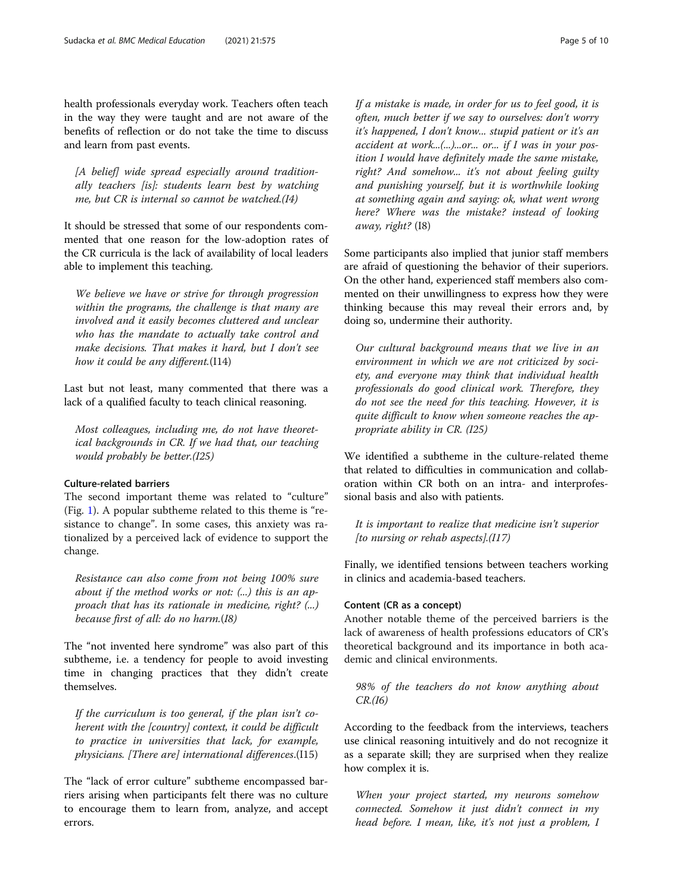health professionals everyday work. Teachers often teach in the way they were taught and are not aware of the benefits of reflection or do not take the time to discuss and learn from past events.

> *[A belief] wide spread especially around traditionally teachers [is]: students learn best by watching me, but CR is internal so cannot be watched.(I4)*

It should be stressed that some of our respondents commented that one reason for the low-adoption rates of the CR curricula is the lack of availability of local leaders able to implement this teaching.

> *We believe we have or strive for through progression within the programs, the challenge is that many are involved and it easily becomes cluttered and unclear who has the mandate to actually take control and make decisions. That makes it hard, but I don't see how it could be any different.(I14)*

Last but not least, many commented that there was a lack of a qualified faculty to teach clinical reasoning.

> *Most colleagues, including me, do not have theoretical backgrounds in CR. If we had that, our teaching would probably be better.(I25)*

#### Culture-related barriers

The second important theme was related to "culture" (Fig. 1). A popular subtheme related to this theme is "resistance to change". In some cases, this anxiety was rationalized by a perceived lack of evidence to support the change.

> *Resistance can also come from not being 100% sure about if the method works or not: (...) this is an approach that has its rationale in medicine, right? (...) because first of all: do no harm.(I8)*

The "not invented here syndrome" was also part of this subtheme, i.e. a tendency for people to avoid investing time in changing practices that they didn't create themselves.

> *If the curriculum is too general, if the plan isn't coherent with the [country] context, it could be difficult to practice in universities that lack, for example, physicians. [There are] international differences.(I15)*

The "lack of error culture" subtheme encompassed barriers arising when participants felt there was no culture to encourage them to learn from, analyze, and accept errors.

> *If a mistake is made, in order for us to feel good, it is often, much better if we say to ourselves: don't worry it's happened, I don't know... stupid patient or it's an accident at work...(...)...or... or... if I was in your position I would have definitely made the same mistake, right? And somehow... it's not about feeling guilty and punishing yourself, but it is worthwhile looking at something again and saying: ok, what went wrong here? Where was the mistake? instead of looking away, right?* (I8)

Some participants also implied that junior staff members are afraid of questioning the behavior of their superiors. On the other hand, experienced staff members also commented on their unwillingness to express how they were thinking because this may reveal their errors and, by doing so, undermine their authority.

> *Our cultural background means that we live in an environment in which we are not criticized by society, and everyone may think that individual health professionals do good clinical work. Therefore, they do not see the need for this teaching. However, it is quite difficult to know when someone reaches the appropriate ability in CR. (I25)*

We identified a subtheme in the culture-related theme that related to difficulties in communication and collaboration within CR both on an intra- and interprofessional basis and also with patients.

> *It is important to realize that medicine isn't superior [to nursing or rehab aspects].(I17)*

Finally, we identified tensions between teachers working in clinics and academia-based teachers.

#### Content (CR as a concept)

Another notable theme of the perceived barriers is the lack of awareness of health professions educators of CR's theoretical background and its importance in both academic and clinical environments.

> *98% of the teachers do not know anything about CR.(I6)*

According to the feedback from the interviews, teachers use clinical reasoning intuitively and do not recognize it as a separate skill; they are surprised when they realize how complex it is.

> *When your project started, my neurons somehow connected. Somehow it just didn't connect in my head before. I mean, like, it's not just a problem, I*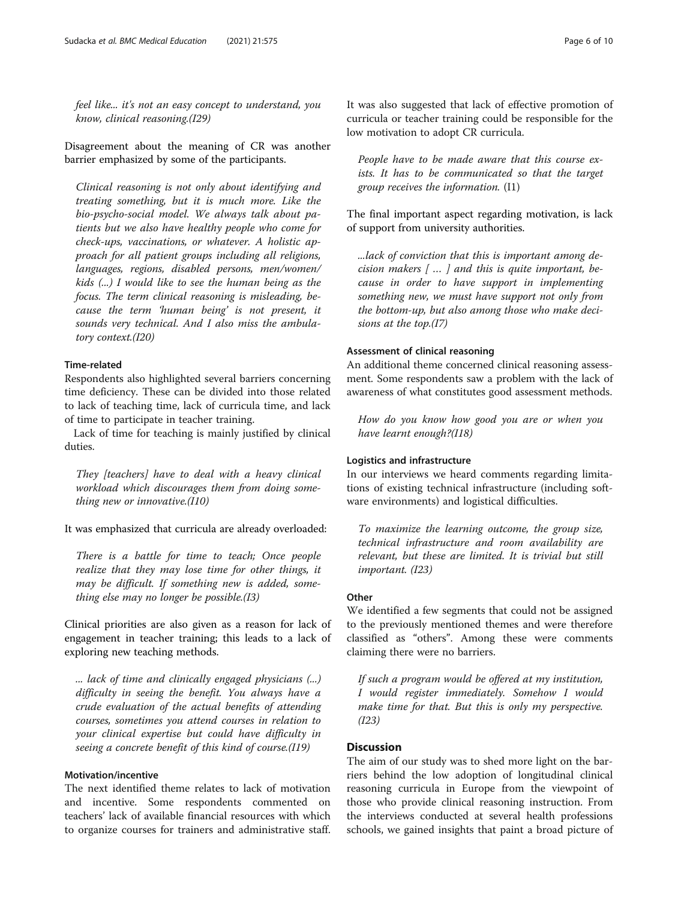*feel like... it's not an easy concept to understand, you know, clinical reasoning.(I29)*

Disagreement about the meaning of CR was another barrier emphasized by some of the participants.

*Clinical reasoning is not only about identifying and treating something, but it is much more. Like the bio-psycho-social model. We always talk about patients but we also have healthy people who come for check-ups, vaccinations, or whatever. A holistic approach for all patient groups including all religions, languages, regions, disabled persons, men/women/kids (...) I would like to see the human being as the focus. The term clinical reasoning is misleading, because the term 'human being' is not present, it sounds very technical. And I also miss the ambulatory context.(I20)*

#### Time-related

Respondents also highlighted several barriers concerning time deficiency. These can be divided into those related to lack of teaching time, lack of curricula time, and lack of time to participate in teacher training.

Lack of time for teaching is mainly justified by clinical duties.

*They [teachers] have to deal with a heavy clinical workload which discourages them from doing something new or innovative.(I10)*

It was emphasized that curricula are already overloaded:

*There is a battle for time to teach; Once people realize that they may lose time for other things, it may be difficult. If something new is added, something else may no longer be possible.(I3)*

Clinical priorities are also given as a reason for lack of engagement in teacher training; this leads to a lack of exploring new teaching methods.

*... lack of time and clinically engaged physicians (...) difficulty in seeing the benefit. You always have a crude evaluation of the actual benefits of attending courses, sometimes you attend courses in relation to your clinical expertise but could have difficulty in seeing a concrete benefit of this kind of course.(I19)*

#### Motivation/incentive

The next identified theme relates to lack of motivation and incentive. Some respondents commented on teachers' lack of available financial resources with which to organize courses for trainers and administrative staff. It was also suggested that lack of effective promotion of curricula or teacher training could be responsible for the low motivation to adopt CR curricula.

*People have to be made aware that this course exists. It has to be communicated so that the target group receives the information.* (I1)

The final important aspect regarding motivation, is lack of support from university authorities.

*...lack of conviction that this is important among decision makers [ … ] and this is quite important, because in order to have support in implementing something new, we must have support not only from the bottom-up, but also among those who make decisions at the top.(I7)*

#### Assessment of clinical reasoning

An additional theme concerned clinical reasoning assessment. Some respondents saw a problem with the lack of awareness of what constitutes good assessment methods.

*How do you know how good you are or when you have learnt enough?(I18)*

#### Logistics and infrastructure

In our interviews we heard comments regarding limitations of existing technical infrastructure (including software environments) and logistical difficulties.

*To maximize the learning outcome, the group size, technical infrastructure and room availability are relevant, but these are limited. It is trivial but still important. (I23)*

#### Other

We identified a few segments that could not be assigned to the previously mentioned themes and were therefore classified as "others". Among these were comments claiming there were no barriers.

*If such a program would be offered at my institution, I would register immediately. Somehow I would make time for that. But this is only my perspective. (I23)*

## Discussion

The aim of our study was to shed more light on the barriers behind the low adoption of longitudinal clinical reasoning curricula in Europe from the viewpoint of those who provide clinical reasoning instruction. From the interviews conducted at several health professions schools, we gained insights that paint a broad picture of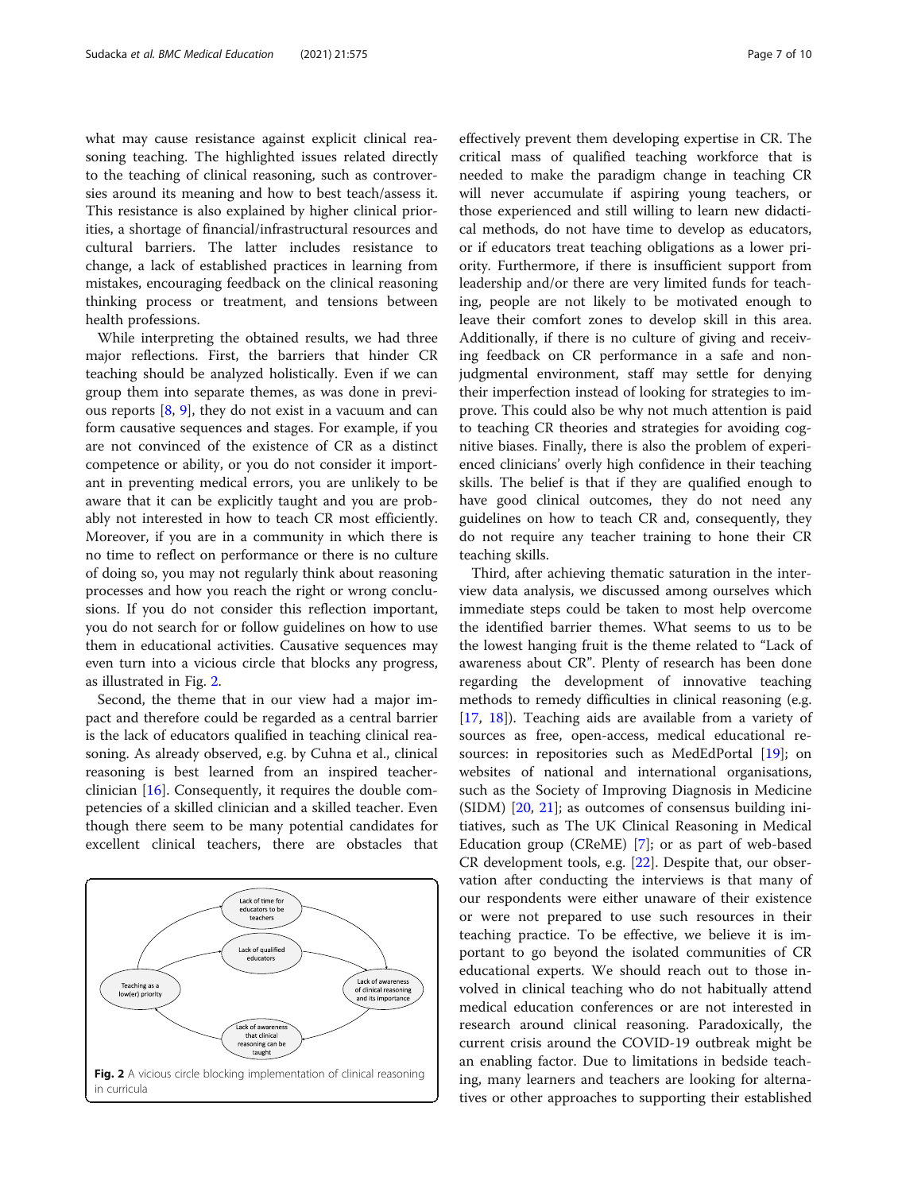what may cause resistance against explicit clinical reasoning teaching. The highlighted issues related directly to the teaching of clinical reasoning, such as controversies around its meaning and how to best teach/assess it. This resistance is also explained by higher clinical priorities, a shortage of financial/infrastructural resources and cultural barriers. The latter includes resistance to change, a lack of established practices in learning from mistakes, encouraging feedback on the clinical reasoning thinking process or treatment, and tensions between health professions.

While interpreting the obtained results, we had three major reflections. First, the barriers that hinder CR teaching should be analyzed holistically. Even if we can group them into separate themes, as was done in previous reports [8, 9], they do not exist in a vacuum and can form causative sequences and stages. For example, if you are not convinced of the existence of CR as a distinct competence or ability, or you do not consider it important in preventing medical errors, you are unlikely to be aware that it can be explicitly taught and you are probably not interested in how to teach CR most efficiently. Moreover, if you are in a community in which there is no time to reflect on performance or there is no culture of doing so, you may not regularly think about reasoning processes and how you reach the right or wrong conclusions. If you do not consider this reflection important, you do not search for or follow guidelines on how to use them in educational activities. Causative sequences may even turn into a vicious circle that blocks any progress, as illustrated in Fig. 2.

Second, the theme that in our view had a major impact and therefore could be regarded as a central barrier is the lack of educators qualified in teaching clinical reasoning. As already observed, e.g. by Cuhna et al., clinical reasoning is best learned from an inspired teacher-clinician [16]. Consequently, it requires the double competencies of a skilled clinician and a skilled teacher. Even though there seem to be many potential candidates for excellent clinical teachers, there are obstacles that effectively prevent them developing expertise in CR. The critical mass of qualified teaching workforce that is needed to make the paradigm change in teaching CR will never accumulate if aspiring young teachers, or those experienced and still willing to learn new didactical methods, do not have time to develop as educators, or if educators treat teaching obligations as a lower priority. Furthermore, if there is insufficient support from leadership and/or there are very limited funds for teaching, people are not likely to be motivated enough to leave their comfort zones to develop skill in this area. Additionally, if there is no culture of giving and receiving feedback on CR performance in a safe and non-judgmental environment, staff may settle for denying their imperfection instead of looking for strategies to improve. This could also be why not much attention is paid to teaching CR theories and strategies for avoiding cognitive biases. Finally, there is also the problem of experienced clinicians' overly high confidence in their teaching skills. The belief is that if they are qualified enough to have good clinical outcomes, they do not need any guidelines on how to teach CR and, consequently, they do not require any teacher training to hone their CR teaching skills.

Lack of time for educators to be teachers

Lack of qualified educators

Teaching as a low(er) priority

Lack of awareness of clinical reasoning and its importance

Lack of awareness that clinical reasoning can be taught

**Fig. 2** A vicious circle blocking implementation of clinical reasoning in curricula

Third, after achieving thematic saturation in the interview data analysis, we discussed among ourselves which immediate steps could be taken to most help overcome the identified barrier themes. What seems to us to be the lowest hanging fruit is the theme related to "Lack of awareness about CR". Plenty of research has been done regarding the development of innovative teaching methods to remedy difficulties in clinical reasoning (e.g. [17, 18]). Teaching aids are available from a variety of sources as free, open-access, medical educational resources: in repositories such as MedEdPortal [19]; on websites of national and international organisations, such as the Society of Improving Diagnosis in Medicine (SIDM) [20, 21]; as outcomes of consensus building initiatives, such as The UK Clinical Reasoning in Medical Education group (CReME) [7]; or as part of web-based CR development tools, e.g. [22]. Despite that, our observation after conducting the interviews is that many of our respondents were either unaware of their existence or were not prepared to use such resources in their teaching practice. To be effective, we believe it is important to go beyond the isolated communities of CR educational experts. We should reach out to those involved in clinical teaching who do not habitually attend medical education conferences or are not interested in research around clinical reasoning. Paradoxically, the current crisis around the COVID-19 outbreak might be an enabling factor. Due to limitations in bedside teaching, many learners and teachers are looking for alternatives or other approaches to supporting their established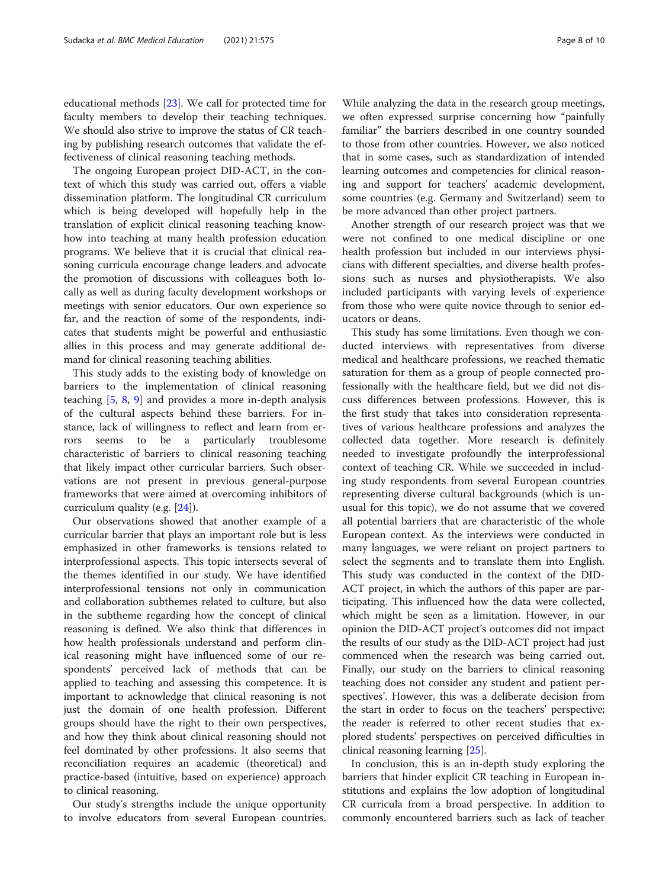educational methods [23]. We call for protected time for faculty members to develop their teaching techniques. We should also strive to improve the status of CR teaching by publishing research outcomes that validate the effectiveness of clinical reasoning teaching methods.

The ongoing European project DID-ACT, in the context of which this study was carried out, offers a viable dissemination platform. The longitudinal CR curriculum which is being developed will hopefully help in the translation of explicit clinical reasoning teaching know-how into teaching at many health profession education programs. We believe that it is crucial that clinical reasoning curricula encourage change leaders and advocate the promotion of discussions with colleagues both locally as well as during faculty development workshops or meetings with senior educators. Our own experience so far, and the reaction of some of the respondents, indicates that students might be powerful and enthusiastic allies in this process and may generate additional demand for clinical reasoning teaching abilities.

This study adds to the existing body of knowledge on barriers to the implementation of clinical reasoning teaching [5, 8, 9] and provides a more in-depth analysis of the cultural aspects behind these barriers. For instance, lack of willingness to reflect and learn from errors seems to be a particularly troublesome characteristic of barriers to clinical reasoning teaching that likely impact other curricular barriers. Such observations are not present in previous general-purpose frameworks that were aimed at overcoming inhibitors of curriculum quality (e.g. [24]).

Our observations showed that another example of a curricular barrier that plays an important role but is less emphasized in other frameworks is tensions related to interprofessional aspects. This topic intersects several of the themes identified in our study. We have identified interprofessional tensions not only in communication and collaboration subthemes related to culture, but also in the subtheme regarding how the concept of clinical reasoning is defined. We also think that differences in how health professionals understand and perform clinical reasoning might have influenced some of our respondents' perceived lack of methods that can be applied to teaching and assessing this competence. It is important to acknowledge that clinical reasoning is not just the domain of one health profession. Different groups should have the right to their own perspectives, and how they think about clinical reasoning should not feel dominated by other professions. It also seems that reconciliation requires an academic (theoretical) and practice-based (intuitive, based on experience) approach to clinical reasoning.

Our study's strengths include the unique opportunity to involve educators from several European countries. While analyzing the data in the research group meetings, we often expressed surprise concerning how "painfully familiar" the barriers described in one country sounded to those from other countries. However, we also noticed that in some cases, such as standardization of intended learning outcomes and competencies for clinical reasoning and support for teachers' academic development, some countries (e.g. Germany and Switzerland) seem to be more advanced than other project partners.

Another strength of our research project was that we were not confined to one medical discipline or one health profession but included in our interviews physicians with different specialties, and diverse health professions such as nurses and physiotherapists. We also included participants with varying levels of experience from those who were quite novice through to senior educators or deans.

This study has some limitations. Even though we conducted interviews with representatives from diverse medical and healthcare professions, we reached thematic saturation for them as a group of people connected professionally with the healthcare field, but we did not discuss differences between professions. However, this is the first study that takes into consideration representatives of various healthcare professions and analyzes the collected data together. More research is definitely needed to investigate profoundly the interprofessional context of teaching CR. While we succeeded in including study respondents from several European countries representing diverse cultural backgrounds (which is unusual for this topic), we do not assume that we covered all potential barriers that are characteristic of the whole European context. As the interviews were conducted in many languages, we were reliant on project partners to select the segments and to translate them into English. This study was conducted in the context of the DID-ACT project, in which the authors of this paper are participating. This influenced how the data were collected, which might be seen as a limitation. However, in our opinion the DID-ACT project's outcomes did not impact the results of our study as the DID-ACT project had just commenced when the research was being carried out. Finally, our study on the barriers to clinical reasoning teaching does not consider any student and patient perspectives'. However, this was a deliberate decision from the start in order to focus on the teachers' perspective; the reader is referred to other recent studies that explored students' perspectives on perceived difficulties in clinical reasoning learning [25].

In conclusion, this is an in-depth study exploring the barriers that hinder explicit CR teaching in European institutions and explains the low adoption of longitudinal CR curricula from a broad perspective. In addition to commonly encountered barriers such as lack of teacher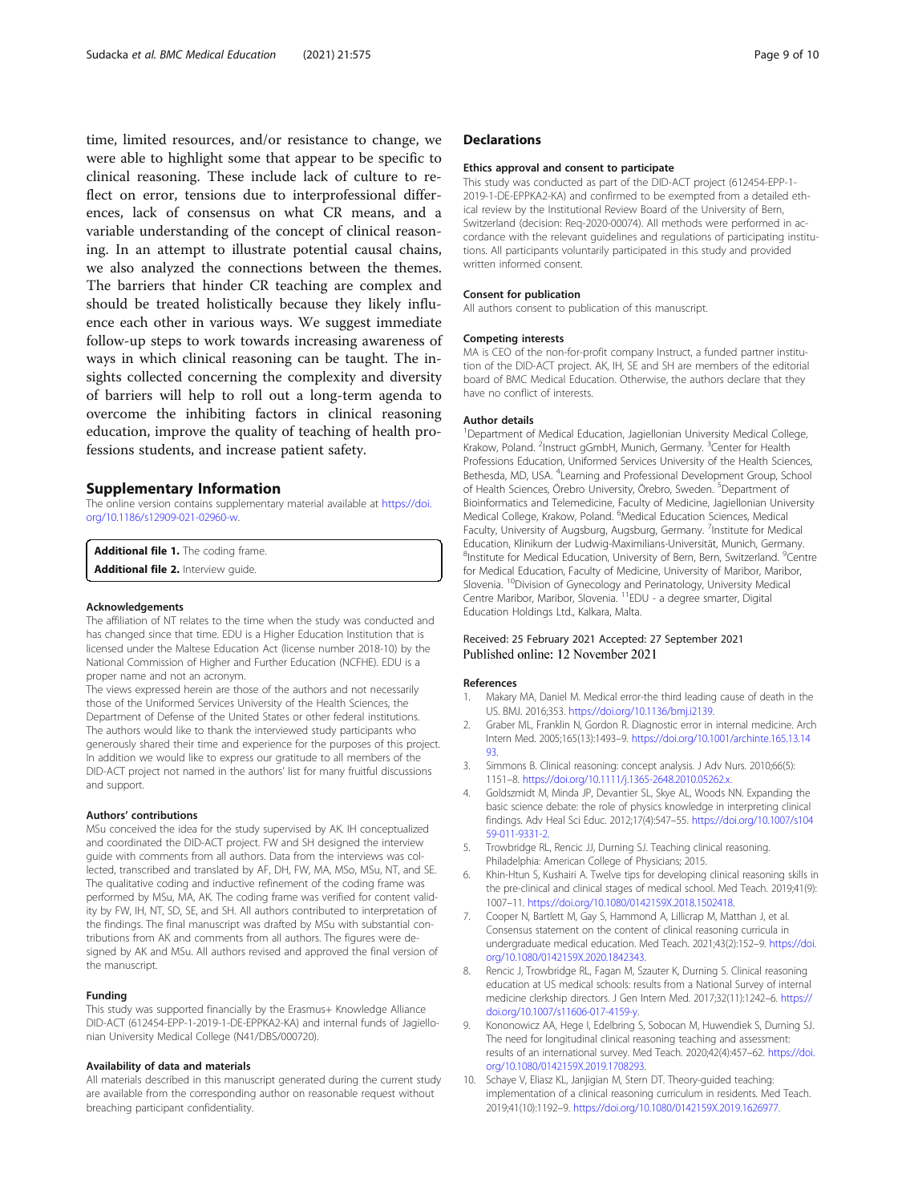time, limited resources, and/or resistance to change, we were able to highlight some that appear to be specific to clinical reasoning. These include lack of culture to reflect on error, tensions due to interprofessional differences, lack of consensus on what CR means, and a variable understanding of the concept of clinical reasoning. In an attempt to illustrate potential causal chains, we also analyzed the connections between the themes. The barriers that hinder CR teaching are complex and should be treated holistically because they likely influence each other in various ways. We suggest immediate follow-up steps to work towards increasing awareness of ways in which clinical reasoning can be taught. The insights collected concerning the complexity and diversity of barriers will help to roll out a long-term agenda to overcome the inhibiting factors in clinical reasoning education, improve the quality of teaching of health professions students, and increase patient safety.

## Supplementary Information

The online version contains supplementary material available at https://doi.org/10.1186/s12909-021-02960-w.

**Additional file 1.** The coding frame.
**Additional file 2.** Interview guide.

### Acknowledgements

The affiliation of NT relates to the time when the study was conducted and has changed since that time. EDU is a Higher Education Institution that is licensed under the Maltese Education Act (license number 2018-10) by the National Commission of Higher and Further Education (NCFHE). EDU is a proper name and not an acronym.

The views expressed herein are those of the authors and not necessarily those of the Uniformed Services University of the Health Sciences, the Department of Defense of the United States or other federal institutions.

The authors would like to thank the interviewed study participants who generously shared their time and experience for the purposes of this project. In addition we would like to express our gratitude to all members of the DID-ACT project not named in the authors' list for many fruitful discussions and support.

### Authors' contributions

MSu conceived the idea for the study supervised by AK. IH conceptualized and coordinated the DID-ACT project. FW and SH designed the interview guide with comments from all authors. Data from the interviews was collected, transcribed and translated by AF, DH, FW, MA, MSo, MSu, NT, and SE. The qualitative coding and inductive refinement of the coding frame was performed by MSu, MA, AK. The coding frame was verified for content validity by FW, IH, NT, SD, SE, and SH. All authors contributed to interpretation of the findings. The final manuscript was drafted by MSu with substantial contributions from AK and comments from all authors. The figures were designed by AK and MSu. All authors revised and approved the final version of the manuscript.

### Funding

This study was supported financially by the Erasmus+ Knowledge Alliance DID-ACT (612454-EPP-1-2019-1-DE-EPPKA2-KA) and internal funds of Jagiellonian University Medical College (N41/DBS/000720).

### Availability of data and materials

All materials described in this manuscript generated during the current study are available from the corresponding author on reasonable request without breaching participant confidentiality.

## Declarations

### Ethics approval and consent to participate

This study was conducted as part of the DID-ACT project (612454-EPP-1-2019-1-DE-EPPKA2-KA) and confirmed to be exempted from a detailed ethical review by the Institutional Review Board of the University of Bern, Switzerland (decision: Req-2020-00074). All methods were performed in accordance with the relevant guidelines and regulations of participating institutions. All participants voluntarily participated in this study and provided written informed consent.

### Consent for publication

All authors consent to publication of this manuscript.

### Competing interests

MA is CEO of the non-for-profit company Instruct, a funded partner institution of the DID-ACT project. AK, IH, SE and SH are members of the editorial board of BMC Medical Education. Otherwise, the authors declare that they have no conflict of interests.

### Author details

[1]Department of Medical Education, Jagiellonian University Medical College, Krakow, Poland. [2]Instruct gGmbH, Munich, Germany. [3]Center for Health Professions Education, Uniformed Services University of the Health Sciences, Bethesda, MD, USA. [4]Learning and Professional Development Group, School of Health Sciences, Örebro University, Örebro, Sweden. [5]Department of Bioinformatics and Telemedicine, Faculty of Medicine, Jagiellonian University Medical College, Krakow, Poland. [6]Medical Education Sciences, Medical Faculty, University of Augsburg, Augsburg, Germany. [7]Institute for Medical Education, Klinikum der Ludwig-Maximilians-Universität, Munich, Germany. [8]Institute for Medical Education, University of Bern, Bern, Switzerland. [9]Centre for Medical Education, Faculty of Medicine, University of Maribor, Maribor, Slovenia. [10]Division of Gynecology and Perinatology, University Medical Centre Maribor, Maribor, Slovenia. [11]EDU - a degree smarter, Digital Education Holdings Ltd., Kalkara, Malta.

Received: 25 February 2021 Accepted: 27 September 2021
Published online: 12 November 2021

### References

1. Makary MA, Daniel M. Medical error-the third leading cause of death in the US. BMJ. 2016;353. https://doi.org/10.1136/bmj.i2139.
2. Graber ML, Franklin N, Gordon R. Diagnostic error in internal medicine. Arch Intern Med. 2005;165(13):1493–9. https://doi.org/10.1001/archinte.165.13.1493.
3. Simmons B. Clinical reasoning: concept analysis. J Adv Nurs. 2010;66(5):1151–8. https://doi.org/10.1111/j.1365-2648.2010.05262.x.
4. Goldszmidt M, Minda JP, Devantier SL, Skye AL, Woods NN. Expanding the basic science debate: the role of physics knowledge in interpreting clinical findings. Adv Heal Sci Educ. 2012;17(4):547–55. https://doi.org/10.1007/s10459-011-9331-2.
5. Trowbridge RL, Rencic JJ, Durning SJ. Teaching clinical reasoning. Philadelphia: American College of Physicians; 2015.
6. Khin-Htun S, Kushairi A. Twelve tips for developing clinical reasoning skills in the pre-clinical and clinical stages of medical school. Med Teach. 2019;41(9):1007–11. https://doi.org/10.1080/0142159X.2018.1502418.
7. Cooper N, Bartlett M, Gay S, Hammond A, Lillicrap M, Matthan J, et al. Consensus statement on the content of clinical reasoning curricula in undergraduate medical education. Med Teach. 2021;43(2):152–9. https://doi.org/10.1080/0142159X.2020.1842343.
8. Rencic J, Trowbridge RL, Fagan M, Szauter K, Durning S. Clinical reasoning education at US medical schools: results from a National Survey of internal medicine clerkship directors. J Gen Intern Med. 2017;32(11):1242–6. https://doi.org/10.1007/s11606-017-4159-y.
9. Kononowicz AA, Hege I, Edelbring S, Sobocan M, Huwendiek S, Durning SJ. The need for longitudinal clinical reasoning teaching and assessment: results of an international survey. Med Teach. 2020;42(4):457–62. https://doi.org/10.1080/0142159X.2019.1708293.
10. Schaye V, Eliasz KL, Janjigian M, Stern DT. Theory-guided teaching: implementation of a clinical reasoning curriculum in residents. Med Teach. 2019;41(10):1192–9. https://doi.org/10.1080/0142159X.2019.1626977.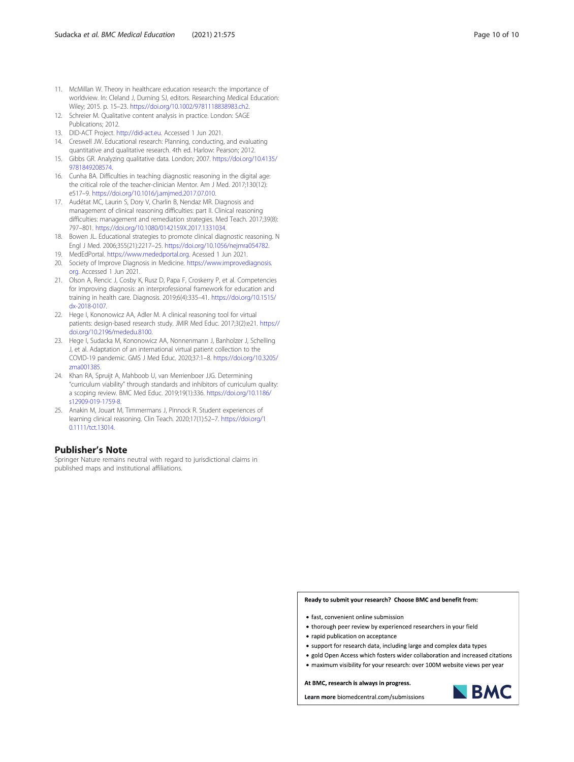11. McMillan W. Theory in healthcare education research: the importance of worldview. In: Cleland J, Durning SJ, editors. Researching Medical Education: Wiley; 2015. p. 15–23. https://doi.org/10.1002/9781118838983.ch2.
12. Schreier M. Qualitative content analysis in practice. London: SAGE Publications; 2012.
13. DID-ACT Project. http://did-act.eu. Accessed 1 Jun 2021.
14. Creswell JW. Educational research: Planning, conducting, and evaluating quantitative and qualitative research. 4th ed. Harlow: Pearson; 2012.
15. Gibbs GR. Analyzing qualitative data. London; 2007. https://doi.org/10.4135/9781849208574.
16. Cunha BA. Difficulties in teaching diagnostic reasoning in the digital age: the critical role of the teacher-clinician Mentor. Am J Med. 2017;130(12): e517–9. https://doi.org/10.1016/j.amjmed.2017.07.010.
17. Audétat MC, Laurin S, Dory V, Charlin B, Nendaz MR. Diagnosis and management of clinical reasoning difficulties: part II. Clinical reasoning difficulties: management and remediation strategies. Med Teach. 2017;39(8): 797–801. https://doi.org/10.1080/0142159X.2017.1331034.
18. Bowen JL. Educational strategies to promote clinical diagnostic reasoning. N Engl J Med. 2006;355(21):2217–25. https://doi.org/10.1056/nejmra054782.
19. MedEdPortal. https://www.mededportal.org. Accessed 1 Jun 2021.
20. Society of Improve Diagnosis in Medicine. https://www.improvediagnosis.org. Accessed 1 Jun 2021.
21. Olson A, Rencic J, Cosby K, Rusz D, Papa F, Croskerry P, et al. Competencies for improving diagnosis: an interprofessional framework for education and training in health care. Diagnosis. 2019;6(4):335–41. https://doi.org/10.1515/dx-2018-0107.
22. Hege I, Kononowicz AA, Adler M. A clinical reasoning tool for virtual patients: design-based research study. JMIR Med Educ. 2017;3(2):e21. https://doi.org/10.2196/mededu.8100.
23. Hege I, Sudacka M, Kononowicz AA, Nonnenmann J, Banholzer J, Schelling J, et al. Adaptation of an international virtual patient collection to the COVID-19 pandemic. GMS J Med Educ. 2020;37:1–8. https://doi.org/10.3205/zma001385.
24. Khan RA, Spruijt A, Mahboob U, van Merrienboer JJG. Determining "curriculum viability" through standards and inhibitors of curriculum quality: a scoping review. BMC Med Educ. 2019;19(1):336. https://doi.org/10.1186/s12909-019-1759-8.
25. Anakin M, Jouart M, Timmermans J, Pinnock R. Student experiences of learning clinical reasoning. Clin Teach. 2020;17(1):52–7. https://doi.org/10.1111/tct.13014.

## Publisher's Note

Springer Nature remains neutral with regard to jurisdictional claims in published maps and institutional affiliations.

**Ready to submit your research? Choose BMC and benefit from:**

- fast, convenient online submission
- thorough peer review by experienced researchers in your field
- rapid publication on acceptance
- support for research data, including large and complex data types
- gold Open Access which fosters wider collaboration and increased citations
- maximum visibility for your research: over 100M website views per year

**At BMC, research is always in progress.**

**Learn more** biomedcentral.com/submissions

BMC